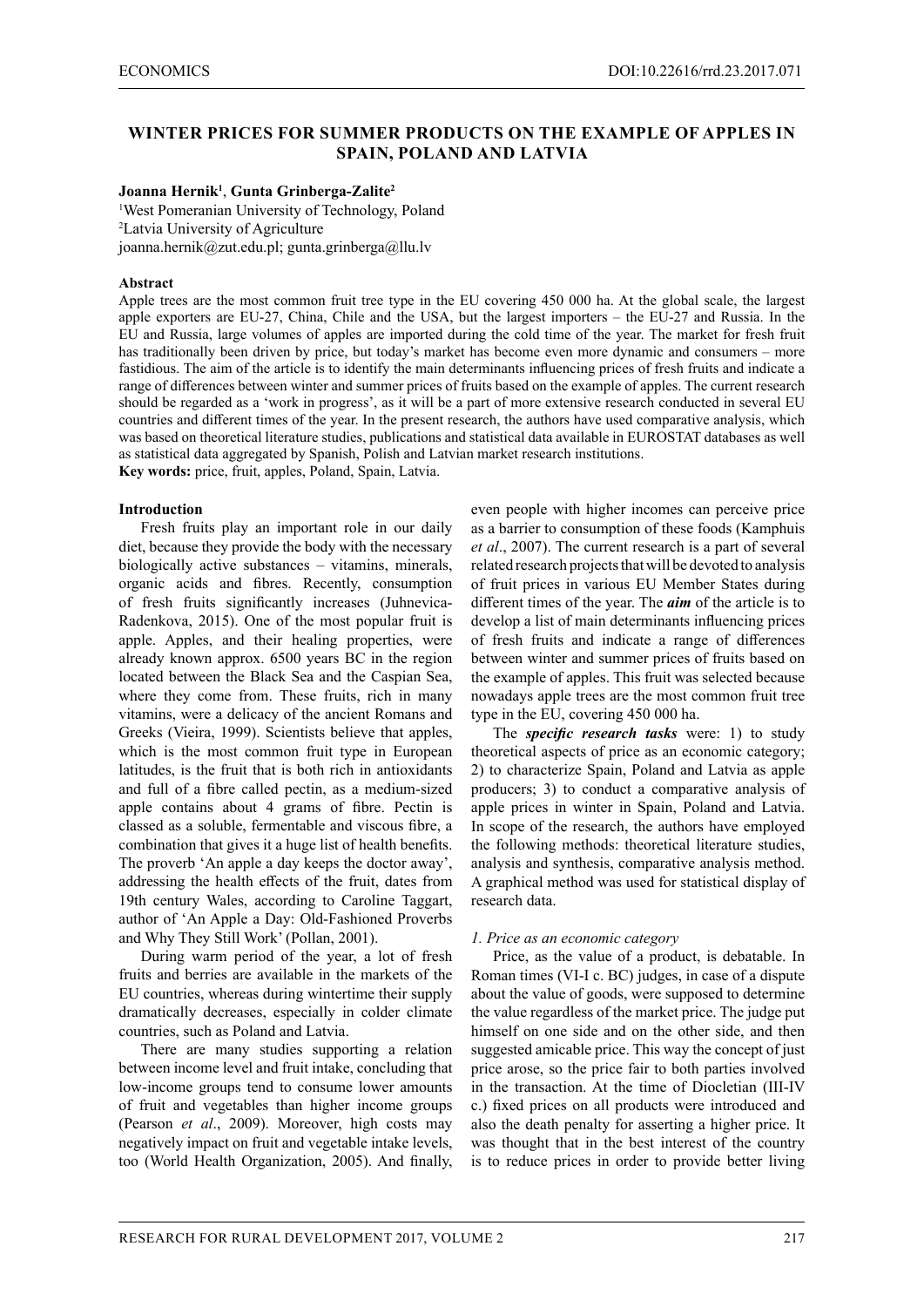# WINTER PRICES FOR SUMMER PRODUCTS ON THE EXAMPLE OF APPLES IN SPAIN, POLAND AND LATVIA

**Joanna Hernik[1], Gunta Grinberga-Zalite[2]**

[1]West Pomeranian University of Technology, Poland
[2]Latvia University of Agriculture
joanna.hernik@zut.edu.pl; gunta.grinberga@llu.lv

**Abstract**

Apple trees are the most common fruit tree type in the EU covering 450 000 ha. At the global scale, the largest apple exporters are EU-27, China, Chile and the USA, but the largest importers – the EU-27 and Russia. In the EU and Russia, large volumes of apples are imported during the cold time of the year. The market for fresh fruit has traditionally been driven by price, but today's market has become even more dynamic and consumers – more fastidious. The aim of the article is to identify the main determinants influencing prices of fresh fruits and indicate a range of differences between winter and summer prices of fruits based on the example of apples. The current research should be regarded as a 'work in progress', as it will be a part of more extensive research conducted in several EU countries and different times of the year. In the present research, the authors have used comparative analysis, which was based on theoretical literature studies, publications and statistical data available in EUROSTAT databases as well as statistical data aggregated by Spanish, Polish and Latvian market research institutions.

**Key words:** price, fruit, apples, Poland, Spain, Latvia.

**Introduction**

Fresh fruits play an important role in our daily diet, because they provide the body with the necessary biologically active substances – vitamins, minerals, organic acids and fibres. Recently, consumption of fresh fruits significantly increases (Juhnevica-Radenkova, 2015). One of the most popular fruit is apple. Apples, and their healing properties, were already known approx. 6500 years BC in the region located between the Black Sea and the Caspian Sea, where they come from. These fruits, rich in many vitamins, were a delicacy of the ancient Romans and Greeks (Vieira, 1999). Scientists believe that apples, which is the most common fruit type in European latitudes, is the fruit that is both rich in antioxidants and full of a fibre called pectin, as a medium-sized apple contains about 4 grams of fibre. Pectin is classed as a soluble, fermentable and viscous fibre, a combination that gives it a huge list of health benefits. The proverb 'An apple a day keeps the doctor away', addressing the health effects of the fruit, dates from 19th century Wales, according to Caroline Taggart, author of 'An Apple a Day: Old-Fashioned Proverbs and Why They Still Work' (Pollan, 2001).

During warm period of the year, a lot of fresh fruits and berries are available in the markets of the EU countries, whereas during wintertime their supply dramatically decreases, especially in colder climate countries, such as Poland and Latvia.

There are many studies supporting a relation between income level and fruit intake, concluding that low-income groups tend to consume lower amounts of fruit and vegetables than higher income groups (Pearson *et al*., 2009). Moreover, high costs may negatively impact on fruit and vegetable intake levels, too (World Health Organization, 2005). And finally, even people with higher incomes can perceive price as a barrier to consumption of these foods (Kamphuis *et al*., 2007). The current research is a part of several related research projects that will be devoted to analysis of fruit prices in various EU Member States during different times of the year. The ***aim*** of the article is to develop a list of main determinants influencing prices of fresh fruits and indicate a range of differences between winter and summer prices of fruits based on the example of apples. This fruit was selected because nowadays apple trees are the most common fruit tree type in the EU, covering 450 000 ha.

The ***specific research tasks*** were: 1) to study theoretical aspects of price as an economic category; 2) to characterize Spain, Poland and Latvia as apple producers; 3) to conduct a comparative analysis of apple prices in winter in Spain, Poland and Latvia. In scope of the research, the authors have employed the following methods: theoretical literature studies, analysis and synthesis, comparative analysis method. A graphical method was used for statistical display of research data.

*1. Price as an economic category*

Price, as the value of a product, is debatable. In Roman times (VI-I c. BC) judges, in case of a dispute about the value of goods, were supposed to determine the value regardless of the market price. The judge put himself on one side and on the other side, and then suggested amicable price. This way the concept of just price arose, so the price fair to both parties involved in the transaction. At the time of Diocletian (III-IV c.) fixed prices on all products were introduced and also the death penalty for asserting a higher price. It was thought that in the best interest of the country is to reduce prices in order to provide better living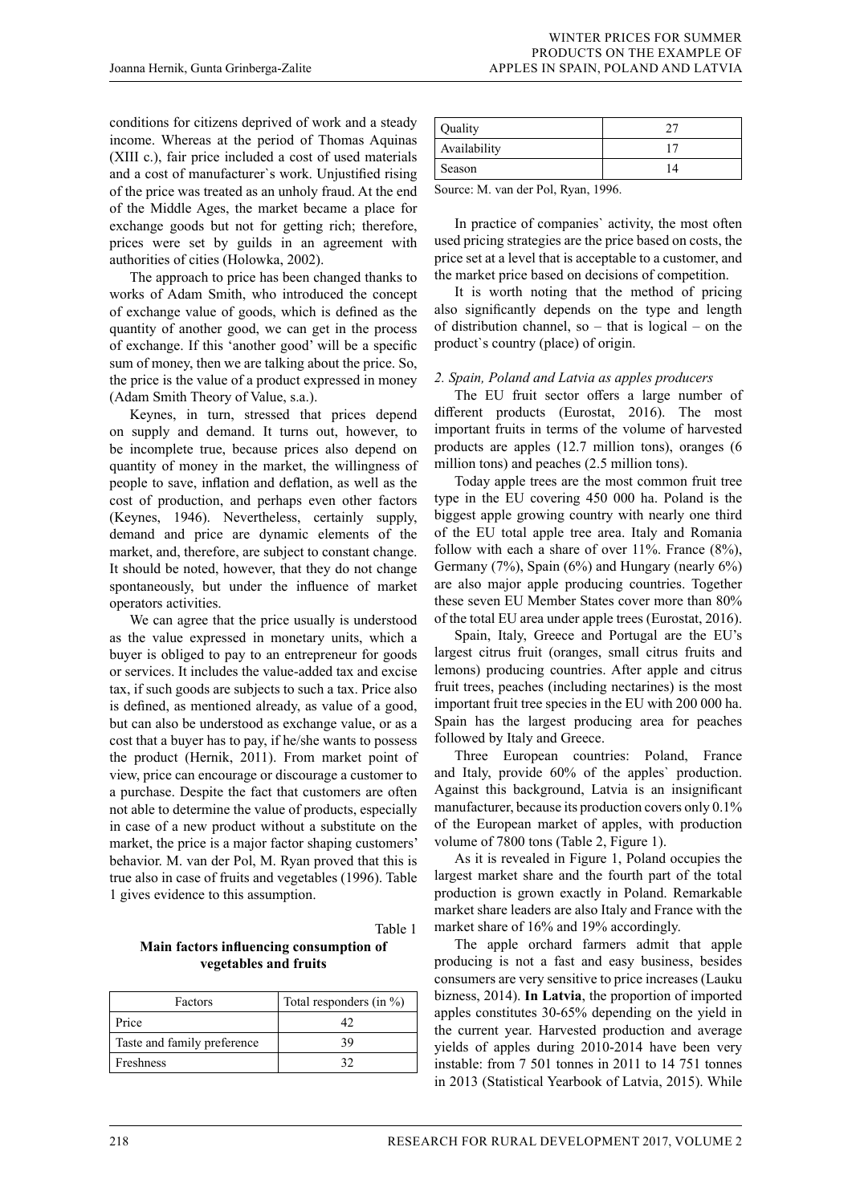conditions for citizens deprived of work and a steady income. Whereas at the period of Thomas Aquinas (XIII c.), fair price included a cost of used materials and a cost of manufacturer`s work. Unjustified rising of the price was treated as an unholy fraud. At the end of the Middle Ages, the market became a place for exchange goods but not for getting rich; therefore, prices were set by guilds in an agreement with authorities of cities (Holowka, 2002).

The approach to price has been changed thanks to works of Adam Smith, who introduced the concept of exchange value of goods, which is defined as the quantity of another good, we can get in the process of exchange. If this 'another good' will be a specific sum of money, then we are talking about the price. So, the price is the value of a product expressed in money (Adam Smith Theory of Value, s.a.).

Keynes, in turn, stressed that prices depend on supply and demand. It turns out, however, to be incomplete true, because prices also depend on quantity of money in the market, the willingness of people to save, inflation and deflation, as well as the cost of production, and perhaps even other factors (Keynes, 1946). Nevertheless, certainly supply, demand and price are dynamic elements of the market, and, therefore, are subject to constant change. It should be noted, however, that they do not change spontaneously, but under the influence of market operators activities.

We can agree that the price usually is understood as the value expressed in monetary units, which a buyer is obliged to pay to an entrepreneur for goods or services. It includes the value-added tax and excise tax, if such goods are subjects to such a tax. Price also is defined, as mentioned already, as value of a good, but can also be understood as exchange value, or as a cost that a buyer has to pay, if he/she wants to possess the product (Hernik, 2011). From market point of view, price can encourage or discourage a customer to a purchase. Despite the fact that customers are often not able to determine the value of products, especially in case of a new product without a substitute on the market, the price is a major factor shaping customers' behavior. M. van der Pol, M. Ryan proved that this is true also in case of fruits and vegetables (1996). Table 1 gives evidence to this assumption.

Table 1

**Main factors influencing consumption of vegetables and fruits**

| Factors | Total responders (in %) |
|---|---|
| Price | 42 |
| Taste and family preference | 39 |
| Freshness | 32 |
| Quality | 27 |
| Availability | 17 |
| Season | 14 |

Source: M. van der Pol, Ryan, 1996.

In practice of companies` activity, the most often used pricing strategies are the price based on costs, the price set at a level that is acceptable to a customer, and the market price based on decisions of competition.

It is worth noting that the method of pricing also significantly depends on the type and length of distribution channel, so – that is logical – on the product`s country (place) of origin.

### *2. Spain, Poland and Latvia as apples producers*

The EU fruit sector offers a large number of different products (Eurostat, 2016). The most important fruits in terms of the volume of harvested products are apples (12.7 million tons), oranges (6 million tons) and peaches (2.5 million tons).

Today apple trees are the most common fruit tree type in the EU covering 450 000 ha. Poland is the biggest apple growing country with nearly one third of the EU total apple tree area. Italy and Romania follow with each a share of over 11%. France (8%), Germany (7%), Spain (6%) and Hungary (nearly 6%) are also major apple producing countries. Together these seven EU Member States cover more than 80% of the total EU area under apple trees (Eurostat, 2016).

Spain, Italy, Greece and Portugal are the EU's largest citrus fruit (oranges, small citrus fruits and lemons) producing countries. After apple and citrus fruit trees, peaches (including nectarines) is the most important fruit tree species in the EU with 200 000 ha. Spain has the largest producing area for peaches followed by Italy and Greece.

Three European countries: Poland, France and Italy, provide 60% of the apples` production. Against this background, Latvia is an insignificant manufacturer, because its production covers only 0.1% of the European market of apples, with production volume of 7800 tons (Table 2, Figure 1).

As it is revealed in Figure 1, Poland occupies the largest market share and the fourth part of the total production is grown exactly in Poland. Remarkable market share leaders are also Italy and France with the market share of 16% and 19% accordingly.

The apple orchard farmers admit that apple producing is not a fast and easy business, besides consumers are very sensitive to price increases (Lauku bizness, 2014). **In Latvia**, the proportion of imported apples constitutes 30-65% depending on the yield in the current year. Harvested production and average yields of apples during 2010-2014 have been very instable: from 7 501 tonnes in 2011 to 14 751 tonnes in 2013 (Statistical Yearbook of Latvia, 2015). While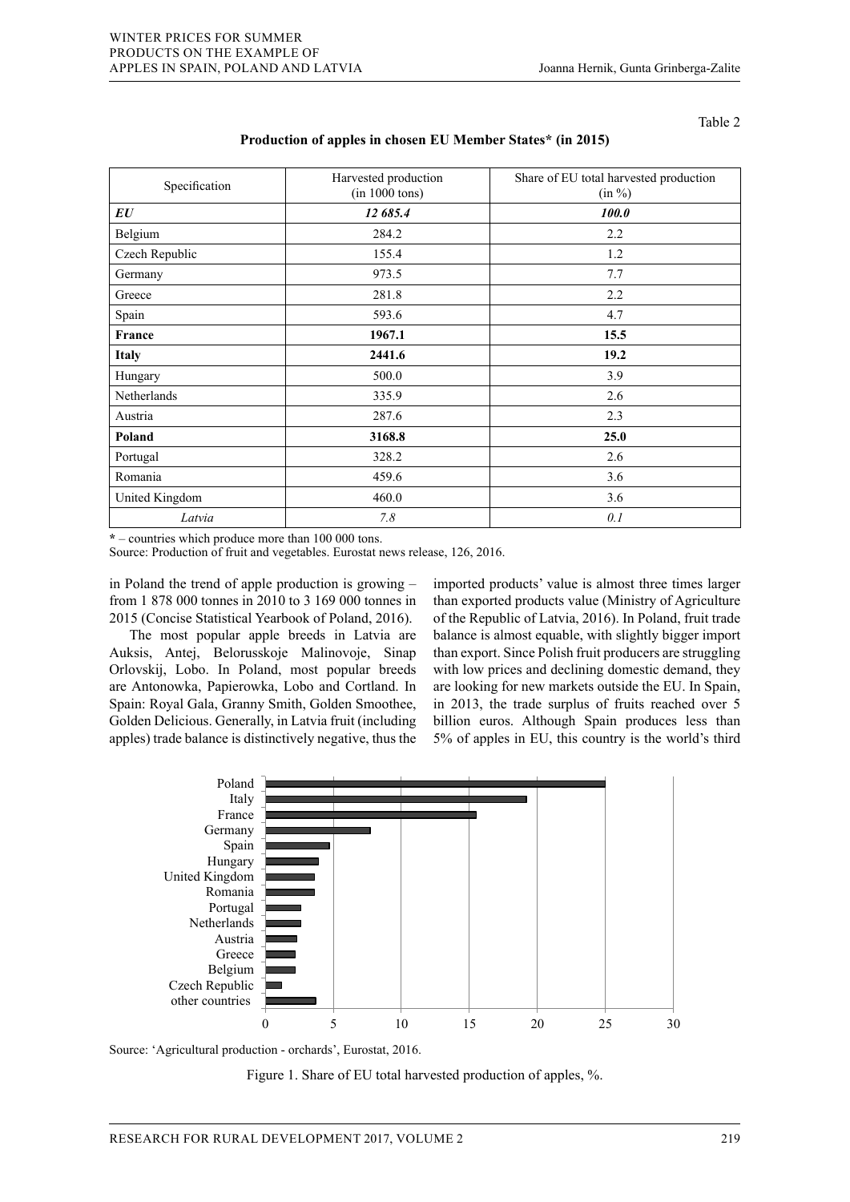Table 2

**Production of apples in chosen EU Member States* (in 2015)**

| Specification | Harvested production (in 1000 tons) | Share of EU total harvested production (in %) |
|---|---|---|
| ***EU*** | ***12 685.4*** | ***100.0*** |
| Belgium | 284.2 | 2.2 |
| Czech Republic | 155.4 | 1.2 |
| Germany | 973.5 | 7.7 |
| Greece | 281.8 | 2.2 |
| Spain | 593.6 | 4.7 |
| **France** | **1967.1** | **15.5** |
| **Italy** | **2441.6** | **19.2** |
| Hungary | 500.0 | 3.9 |
| Netherlands | 335.9 | 2.6 |
| Austria | 287.6 | 2.3 |
| **Poland** | **3168.8** | **25.0** |
| Portugal | 328.2 | 2.6 |
| Romania | 459.6 | 3.6 |
| United Kingdom | 460.0 | 3.6 |
| *Latvia* | *7.8* | *0.1* |

* – countries which produce more than 100 000 tons.
Source: Production of fruit and vegetables. Eurostat news release, 126, 2016.

in Poland the trend of apple production is growing – from 1 878 000 tonnes in 2010 to 3 169 000 tonnes in 2015 (Concise Statistical Yearbook of Poland, 2016).

The most popular apple breeds in Latvia are Auksis, Antej, Belorusskoje Malinovoje, Sinap Orlovskij, Lobo. In Poland, most popular breeds are Antonowka, Papierowka, Lobo and Cortland. In Spain: Royal Gala, Granny Smith, Golden Smoothee, Golden Delicious. Generally, in Latvia fruit (including apples) trade balance is distinctively negative, thus the imported products' value is almost three times larger than exported products value (Ministry of Agriculture of the Republic of Latvia, 2016). In Poland, fruit trade balance is almost equable, with slightly bigger import than export. Since Polish fruit producers are struggling with low prices and declining domestic demand, they are looking for new markets outside the EU. In Spain, in 2013, the trade surplus of fruits reached over 5 billion euros. Although Spain produces less than 5% of apples in EU, this country is the world's third

Source: 'Agricultural production - orchards', Eurostat, 2016.

Figure 1. Share of EU total harvested production of apples, %.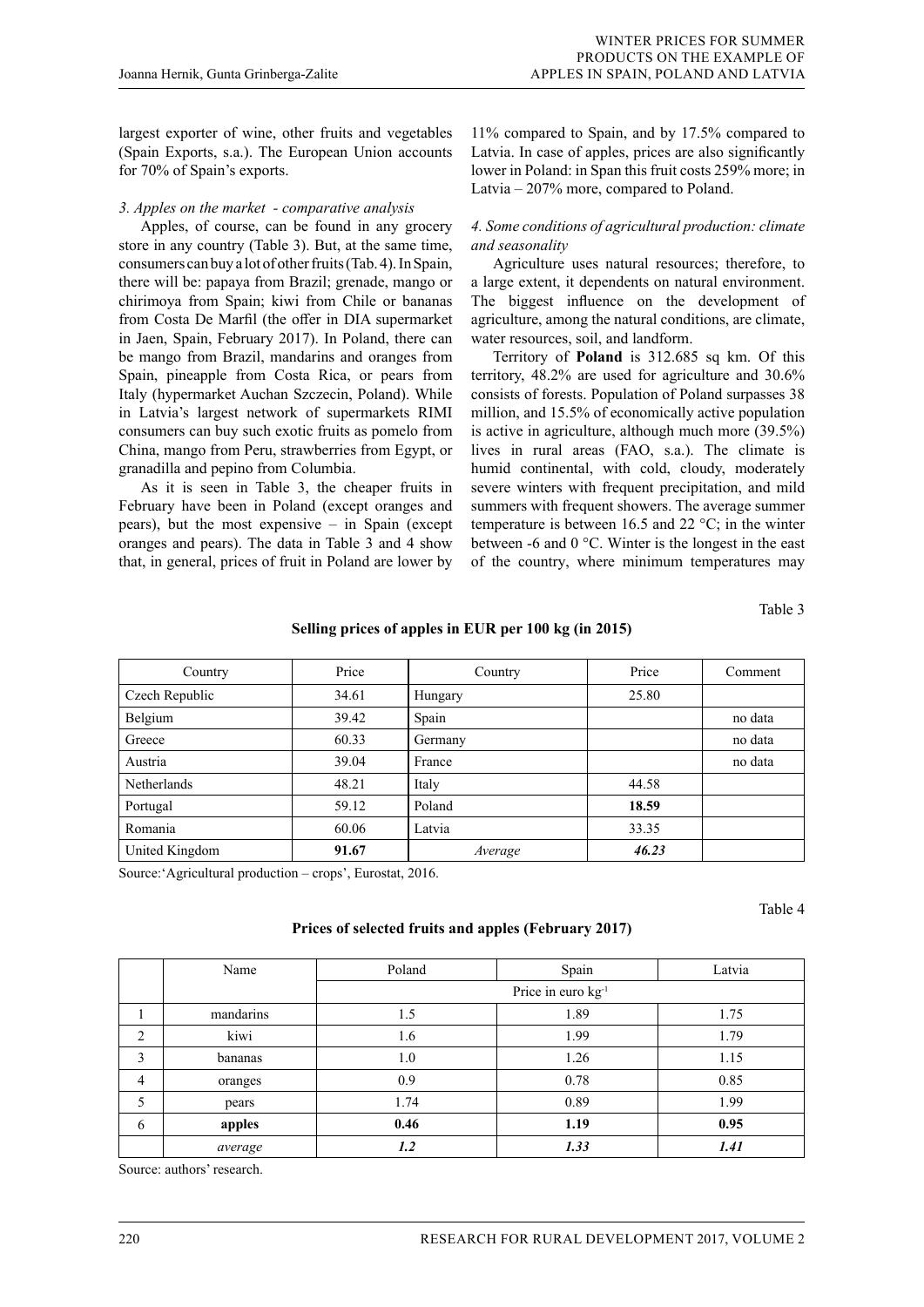largest exporter of wine, other fruits and vegetables (Spain Exports, s.a.). The European Union accounts for 70% of Spain's exports.

*3. Apples on the market - comparative analysis*

Apples, of course, can be found in any grocery store in any country (Table 3). But, at the same time, consumers can buy a lot of other fruits (Tab. 4). In Spain, there will be: papaya from Brazil; grenade, mango or chirimoya from Spain; kiwi from Chile or bananas from Costa De Marfil (the offer in DIA supermarket in Jaen, Spain, February 2017). In Poland, there can be mango from Brazil, mandarins and oranges from Spain, pineapple from Costa Rica, or pears from Italy (hypermarket Auchan Szczecin, Poland). While in Latvia's largest network of supermarkets RIMI consumers can buy such exotic fruits as pomelo from China, mango from Peru, strawberries from Egypt, or granadilla and pepino from Columbia.

As it is seen in Table 3, the cheaper fruits in February have been in Poland (except oranges and pears), but the most expensive – in Spain (except oranges and pears). The data in Table 3 and 4 show that, in general, prices of fruit in Poland are lower by 11% compared to Spain, and by 17.5% compared to Latvia. In case of apples, prices are also significantly lower in Poland: in Span this fruit costs 259% more; in Latvia – 207% more, compared to Poland.

*4. Some conditions of agricultural production: climate and seasonality*

Agriculture uses natural resources; therefore, to a large extent, it dependents on natural environment. The biggest influence on the development of agriculture, among the natural conditions, are climate, water resources, soil, and landform.

Territory of **Poland** is 312.685 sq km. Of this territory, 48.2% are used for agriculture and 30.6% consists of forests. Population of Poland surpasses 38 million, and 15.5% of economically active population is active in agriculture, although much more (39.5%) lives in rural areas (FAO, s.a.). The climate is humid continental, with cold, cloudy, moderately severe winters with frequent precipitation, and mild summers with frequent showers. The average summer temperature is between 16.5 and 22 °C; in the winter between -6 and 0 °C. Winter is the longest in the east of the country, where minimum temperatures may

Table 3

**Selling prices of apples in EUR per 100 kg (in 2015)**

| Country | Price | Country | Price | Comment |
|---|---|---|---|---|
| Czech Republic | 34.61 | Hungary | 25.80 | |
| Belgium | 39.42 | Spain | | no data |
| Greece | 60.33 | Germany | | no data |
| Austria | 39.04 | France | | no data |
| Netherlands | 48.21 | Italy | 44.58 | |
| Portugal | 59.12 | Poland | **18.59** | |
| Romania | 60.06 | Latvia | 33.35 | |
| United Kingdom | **91.67** | *Average* | ***46.23*** | |

Source: 'Agricultural production – crops', Eurostat, 2016.

Table 4

**Prices of selected fruits and apples (February 2017)**

| | Name | Poland | Spain | Latvia |
|---|---|---|---|---|
| | | Price in euro $kg^{-1}$ | | |
| 1 | mandarins | 1.5 | 1.89 | 1.75 |
| 2 | kiwi | 1.6 | 1.99 | 1.79 |
| 3 | bananas | 1.0 | 1.26 | 1.15 |
| 4 | oranges | 0.9 | 0.78 | 0.85 |
| 5 | pears | 1.74 | 0.89 | 1.99 |
| 6 | **apples** | **0.46** | **1.19** | **0.95** |
| | *average* | ***1.2*** | ***1.33*** | ***1.41*** |

Source: authors' research.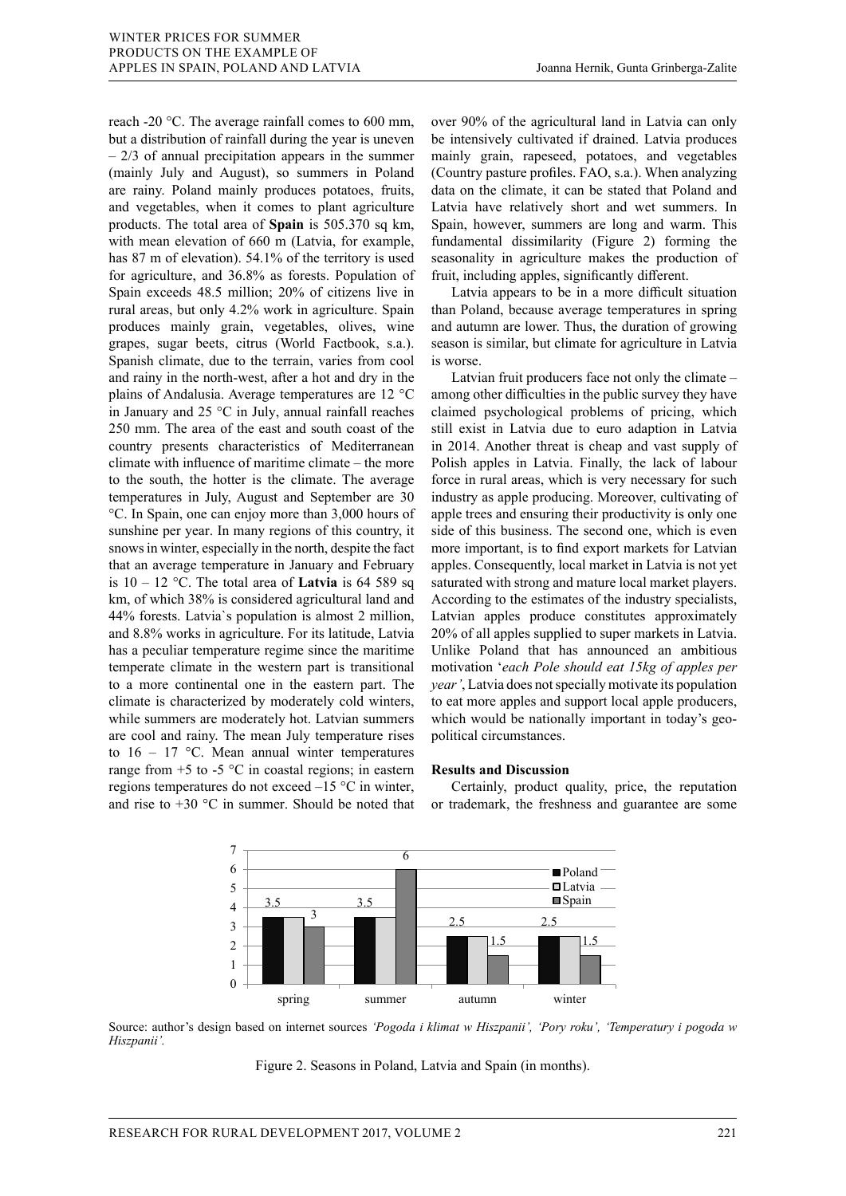reach -20 °C. The average rainfall comes to 600 mm, but a distribution of rainfall during the year is uneven – 2/3 of annual precipitation appears in the summer (mainly July and August), so summers in Poland are rainy. Poland mainly produces potatoes, fruits, and vegetables, when it comes to plant agriculture products. The total area of **Spain** is 505.370 sq km, with mean elevation of 660 m (Latvia, for example, has 87 m of elevation). 54.1% of the territory is used for agriculture, and 36.8% as forests. Population of Spain exceeds 48.5 million; 20% of citizens live in rural areas, but only 4.2% work in agriculture. Spain produces mainly grain, vegetables, olives, wine grapes, sugar beets, citrus (World Factbook, s.a.). Spanish climate, due to the terrain, varies from cool and rainy in the north-west, after a hot and dry in the plains of Andalusia. Average temperatures are 12 °C in January and 25 °C in July, annual rainfall reaches 250 mm. The area of the east and south coast of the country presents characteristics of Mediterranean climate with influence of maritime climate – the more to the south, the hotter is the climate. The average temperatures in July, August and September are 30 °C. In Spain, one can enjoy more than 3,000 hours of sunshine per year. In many regions of this country, it snows in winter, especially in the north, despite the fact that an average temperature in January and February is 10 – 12 °C. The total area of **Latvia** is 64 589 sq km, of which 38% is considered agricultural land and 44% forests. Latvia`s population is almost 2 million, and 8.8% works in agriculture. For its latitude, Latvia has a peculiar temperature regime since the maritime temperate climate in the western part is transitional to a more continental one in the eastern part. The climate is characterized by moderately cold winters, while summers are moderately hot. Latvian summers are cool and rainy. The mean July temperature rises to 16 – 17 °C. Mean annual winter temperatures range from +5 to -5 °C in coastal regions; in eastern regions temperatures do not exceed –15 °C in winter, and rise to +30 °C in summer. Should be noted that over 90% of the agricultural land in Latvia can only be intensively cultivated if drained. Latvia produces mainly grain, rapeseed, potatoes, and vegetables (Country pasture profiles. FAO, s.a.). When analyzing data on the climate, it can be stated that Poland and Latvia have relatively short and wet summers. In Spain, however, summers are long and warm. This fundamental dissimilarity (Figure 2) forming the seasonality in agriculture makes the production of fruit, including apples, significantly different.

Latvia appears to be in a more difficult situation than Poland, because average temperatures in spring and autumn are lower. Thus, the duration of growing season is similar, but climate for agriculture in Latvia is worse.

Latvian fruit producers face not only the climate – among other difficulties in the public survey they have claimed psychological problems of pricing, which still exist in Latvia due to euro adaption in Latvia in 2014. Another threat is cheap and vast supply of Polish apples in Latvia. Finally, the lack of labour force in rural areas, which is very necessary for such industry as apple producing. Moreover, cultivating of apple trees and ensuring their productivity is only one side of this business. The second one, which is even more important, is to find export markets for Latvian apples. Consequently, local market in Latvia is not yet saturated with strong and mature local market players. According to the estimates of the industry specialists, Latvian apples produce constitutes approximately 20% of all apples supplied to super markets in Latvia. Unlike Poland that has announced an ambitious motivation '*each Pole should eat 15kg of apples per year'*, Latvia does not specially motivate its population to eat more apples and support local apple producers, which would be nationally important in today's geo-political circumstances.

## Results and Discussion

Certainly, product quality, price, the reputation or trademark, the freshness and guarantee are some

| | Poland | Latvia | Spain |
|---|---|---|---|
| spring | 3.5 | 3.5 | 3 |
| summer | 3.5 | 3.5 | 6 |
| autumn | 2.5 | 2.5 | 1.5 |
| winter | 2.5 | 2.5 | 1.5 |

Source: author's design based on internet sources *'Pogoda i klimat w Hiszpanii', 'Pory roku', 'Temperatury i pogoda w Hiszpanii'.*

Figure 2. Seasons in Poland, Latvia and Spain (in months).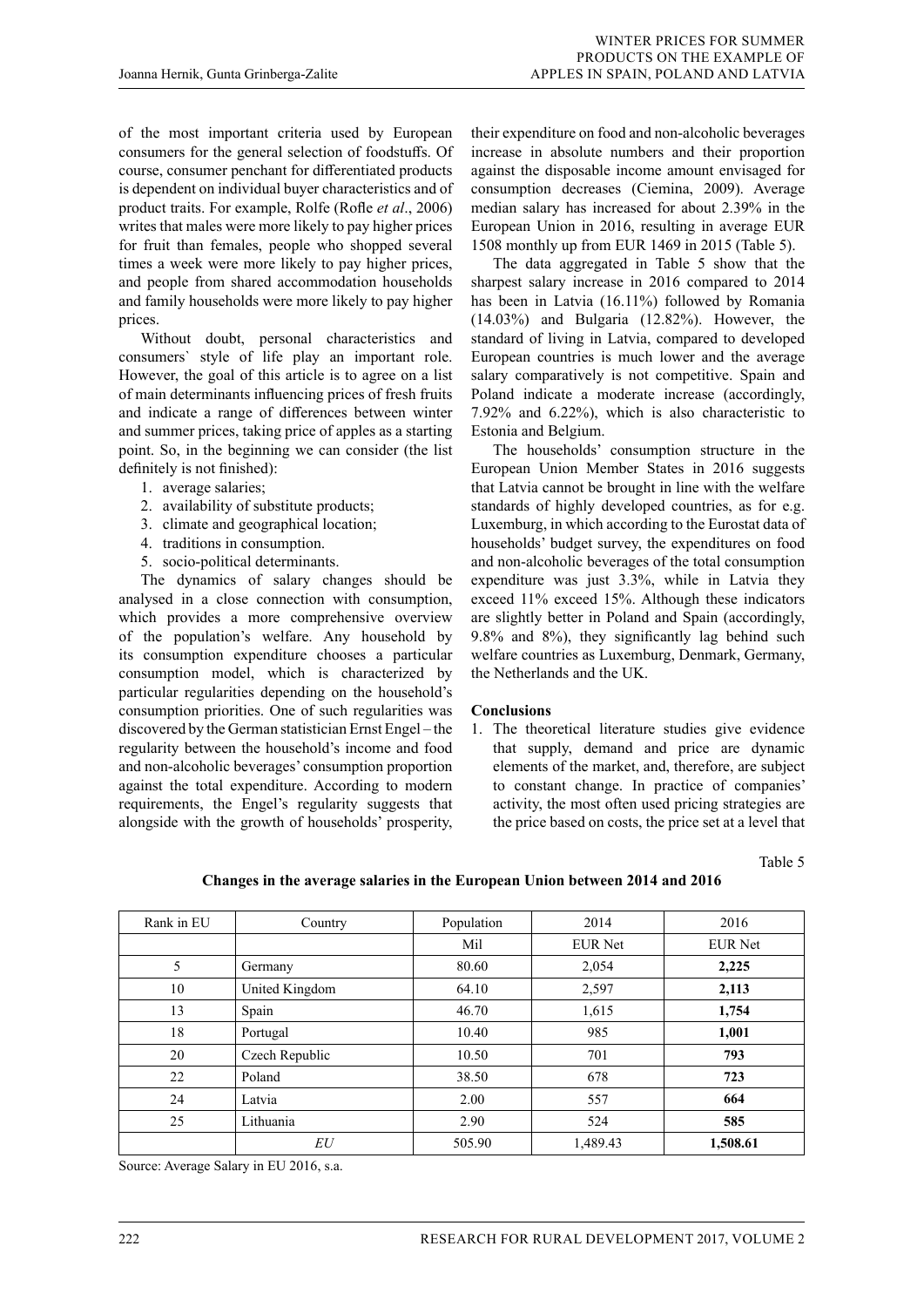of the most important criteria used by European consumers for the general selection of foodstuffs. Of course, consumer penchant for differentiated products is dependent on individual buyer characteristics and of product traits. For example, Rolfe (Rofle *et al*., 2006) writes that males were more likely to pay higher prices for fruit than females, people who shopped several times a week were more likely to pay higher prices, and people from shared accommodation households and family households were more likely to pay higher prices.

Without doubt, personal characteristics and consumers` style of life play an important role. However, the goal of this article is to agree on a list of main determinants influencing prices of fresh fruits and indicate a range of differences between winter and summer prices, taking price of apples as a starting point. So, in the beginning we can consider (the list definitely is not finished):

1. average salaries;
2. availability of substitute products;
3. climate and geographical location;
4. traditions in consumption.
5. socio-political determinants.

The dynamics of salary changes should be analysed in a close connection with consumption, which provides a more comprehensive overview of the population's welfare. Any household by its consumption expenditure chooses a particular consumption model, which is characterized by particular regularities depending on the household's consumption priorities. One of such regularities was discovered by the German statistician Ernst Engel – the regularity between the household's income and food and non-alcoholic beverages' consumption proportion against the total expenditure. According to modern requirements, the Engel's regularity suggests that alongside with the growth of households' prosperity, their expenditure on food and non-alcoholic beverages increase in absolute numbers and their proportion against the disposable income amount envisaged for consumption decreases (Ciemina, 2009). Average median salary has increased for about 2.39% in the European Union in 2016, resulting in average EUR 1508 monthly up from EUR 1469 in 2015 (Table 5).

The data aggregated in Table 5 show that the sharpest salary increase in 2016 compared to 2014 has been in Latvia (16.11%) followed by Romania (14.03%) and Bulgaria (12.82%). However, the standard of living in Latvia, compared to developed European countries is much lower and the average salary comparatively is not competitive. Spain and Poland indicate a moderate increase (accordingly, 7.92% and 6.22%), which is also characteristic to Estonia and Belgium.

The households' consumption structure in the European Union Member States in 2016 suggests that Latvia cannot be brought in line with the welfare standards of highly developed countries, as for e.g. Luxemburg, in which according to the Eurostat data of households' budget survey, the expenditures on food and non-alcoholic beverages of the total consumption expenditure was just 3.3%, while in Latvia they exceed 11% exceed 15%. Although these indicators are slightly better in Poland and Spain (accordingly, 9.8% and 8%), they significantly lag behind such welfare countries as Luxemburg, Denmark, Germany, the Netherlands and the UK.

## Conclusions

1. The theoretical literature studies give evidence that supply, demand and price are dynamic elements of the market, and, therefore, are subject to constant change. In practice of companies' activity, the most often used pricing strategies are the price based on costs, the price set at a level that

Table 5

**Changes in the average salaries in the European Union between 2014 and 2016**

| Rank in EU | Country | Population | 2014 | 2016 |
|---|---|---|---|---|
| | | Mil | EUR Net | EUR Net |
| 5 | Germany | 80.60 | 2,054 | **2,225** |
| 10 | United Kingdom | 64.10 | 2,597 | **2,113** |
| 13 | Spain | 46.70 | 1,615 | **1,754** |
| 18 | Portugal | 10.40 | 985 | **1,001** |
| 20 | Czech Republic | 10.50 | 701 | **793** |
| 22 | Poland | 38.50 | 678 | **723** |
| 24 | Latvia | 2.00 | 557 | **664** |
| 25 | Lithuania | 2.90 | 524 | **585** |
| | *EU* | 505.90 | 1,489.43 | **1,508.61** |

Source: Average Salary in EU 2016, s.a.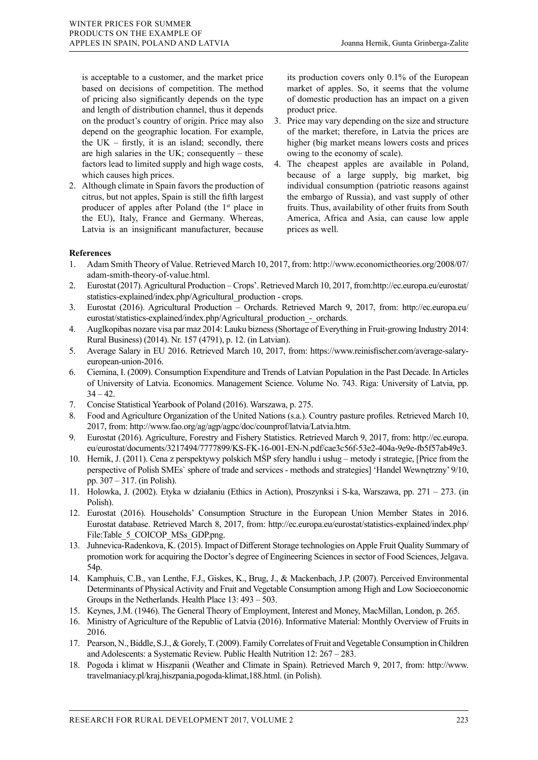is acceptable to a customer, and the market price based on decisions of competition. The method of pricing also significantly depends on the type and length of distribution channel, thus it depends on the product's country of origin. Price may also depend on the geographic location. For example, the UK – firstly, it is an island; secondly, there are high salaries in the UK; consequently – these factors lead to limited supply and high wage costs, which causes high prices.

2. Although climate in Spain favors the production of citrus, but not apples, Spain is still the fifth largest producer of apples after Poland (the 1st place in the EU), Italy, France and Germany. Whereas, Latvia is an insignificant manufacturer, because its production covers only 0.1% of the European market of apples. So, it seems that the volume of domestic production has an impact on a given product price.
3. Price may vary depending on the size and structure of the market; therefore, in Latvia the prices are higher (big market means lowers costs and prices owing to the economy of scale).
4. The cheapest apples are available in Poland, because of a large supply, big market, big individual consumption (patriotic reasons against the embargo of Russia), and vast supply of other fruits. Thus, availability of other fruits from South America, Africa and Asia, can cause low apple prices as well.

**References**

1. Adam Smith Theory of Value. Retrieved March 10, 2017, from: http://www.economictheories.org/2008/07/adam-smith-theory-of-value.html.
2. Eurostat (2017). Agricultural Production – Crops'. Retrieved March 10, 2017, from:http://ec.europa.eu/eurostat/statistics-explained/index.php/Agricultural_production - crops.
3. Eurostat (2016). Agricultural Production – Orchards. Retrieved March 9, 2017, from: http://ec.europa.eu/eurostat/statistics-explained/index.php/Agricultural_production_-_orchards.
4. Auglkopibas nozare visa par maz 2014: Lauku bizness (Shortage of Everything in Fruit-growing Industry 2014: Rural Business) (2014). Nr. 157 (4791), p. 12. (in Latvian).
5. Average Salary in EU 2016. Retrieved March 10, 2017, from: https://www.reinisfischer.com/average-salary-european-union-2016.
6. Ciemina, I. (2009). Consumption Expenditure and Trends of Latvian Population in the Past Decade. In Articles of University of Latvia. Economics. Management Science. Volume No. 743. Riga: University of Latvia, pp. 34 – 42.
7. Concise Statistical Yearbook of Poland (2016). Warszawa, p. 275.
8. Food and Agriculture Organization of the United Nations (s.a.). Country pasture profiles. Retrieved March 10, 2017, from: http://www.fao.org/ag/agp/agpc/doc/counprof/latvia/Latvia.htm.
9. Eurostat (2016). Agriculture, Forestry and Fishery Statistics. Retrieved March 9, 2017, from: http://ec.europa.eu/eurostat/documents/3217494/7777899/KS-FK-16-001-EN-N.pdf/cae3c56f-53e2-404a-9e9e-fb5f57ab49e3.
10. Hernik, J. (2011). Cena z perspektywy polskich MŚP sfery handlu i usług – metody i strategie, [Price from the perspective of Polish SMEs` sphere of trade and services - methods and strategies] 'Handel Wewnętrzny' 9/10, pp. 307 – 317. (in Polish).
11. Holowka, J. (2002). Etyka w działaniu (Ethics in Action), Proszynksi i S-ka, Warszawa, pp. 271 – 273. (in Polish).
12. Eurostat (2016). Households' Consumption Structure in the European Union Member States in 2016. Eurostat database. Retrieved March 8, 2017, from: http://ec.europa.eu/eurostat/statistics-explained/index.php/File:Table_5_COICOP_MSs_GDP.png.
13. Juhnevica-Radenkova, K. (2015). Impact of Different Storage technologies on Apple Fruit Quality Summary of promotion work for acquiring the Doctor's degree of Engineering Sciences in sector of Food Sciences, Jelgava. 54p.
14. Kamphuis, C.B., van Lenthe, F.J., Giskes, K., Brug, J., & Mackenbach, J.P. (2007). Perceived Environmental Determinants of Physical Activity and Fruit and Vegetable Consumption among High and Low Socioeconomic Groups in the Netherlands. Health Place 13: 493 – 503.
15. Keynes, J.M. (1946). The General Theory of Employment, Interest and Money, MacMillan, London, p. 265.
16. Ministry of Agriculture of the Republic of Latvia (2016). Informative Material: Monthly Overview of Fruits in 2016.
17. Pearson, N., Biddle, S.J., & Gorely, T. (2009). Family Correlates of Fruit and Vegetable Consumption in Children and Adolescents: a Systematic Review. Public Health Nutrition 12: 267 – 283.
18. Pogoda i klimat w Hiszpanii (Weather and Climate in Spain). Retrieved March 9, 2017, from: http://www.travelmaniacy.pl/kraj,hiszpania,pogoda-klimat,188.html. (in Polish).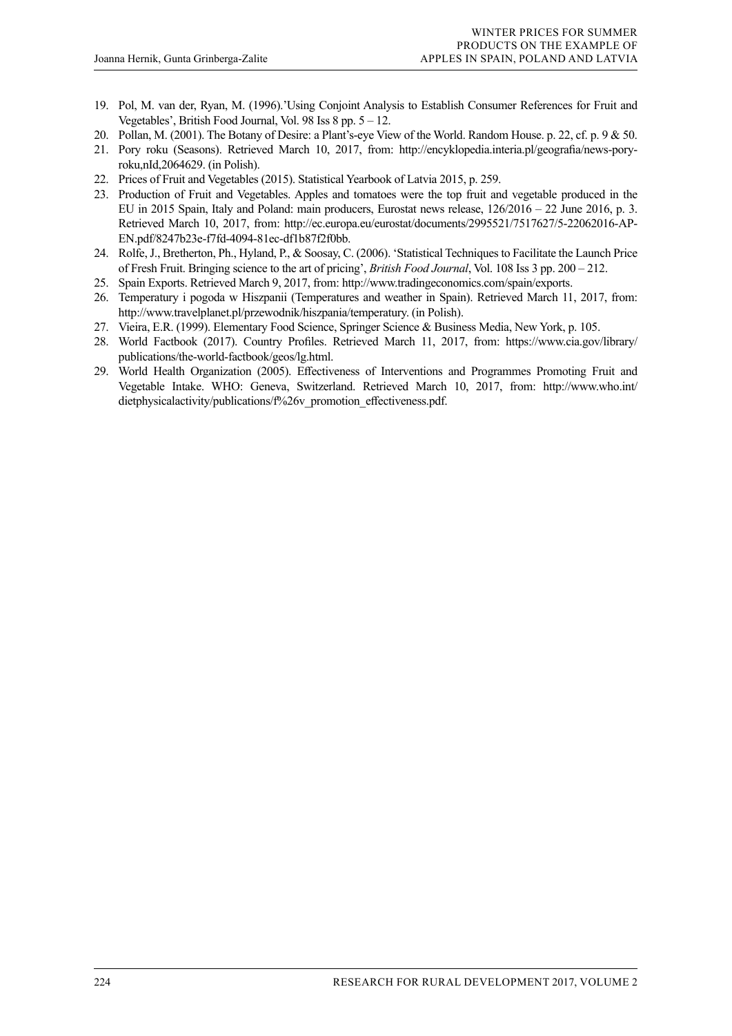19. Pol, M. van der, Ryan, M. (1996).'Using Conjoint Analysis to Establish Consumer References for Fruit and Vegetables', British Food Journal, Vol. 98 Iss 8 pp. 5 – 12.
20. Pollan, M. (2001). The Botany of Desire: a Plant's-eye View of the World. Random House. p. 22, cf. p. 9 & 50.
21. Pory roku (Seasons). Retrieved March 10, 2017, from: http://encyklopedia.interia.pl/geografia/news-pory-roku,nId,2064629. (in Polish).
22. Prices of Fruit and Vegetables (2015). Statistical Yearbook of Latvia 2015, p. 259.
23. Production of Fruit and Vegetables. Apples and tomatoes were the top fruit and vegetable produced in the EU in 2015 Spain, Italy and Poland: main producers, Eurostat news release, 126/2016 – 22 June 2016, p. 3. Retrieved March 10, 2017, from: http://ec.europa.eu/eurostat/documents/2995521/7517627/5-22062016-AP-EN.pdf/8247b23e-f7fd-4094-81ec-df1b87f2f0bb.
24. Rolfe, J., Bretherton, Ph., Hyland, P., & Soosay, C. (2006). 'Statistical Techniques to Facilitate the Launch Price of Fresh Fruit. Bringing science to the art of pricing', *British Food Journal*, Vol. 108 Iss 3 pp. 200 – 212.
25. Spain Exports. Retrieved March 9, 2017, from: http://www.tradingeconomics.com/spain/exports.
26. Temperatury i pogoda w Hiszpanii (Temperatures and weather in Spain). Retrieved March 11, 2017, from: http://www.travelplanet.pl/przewodnik/hiszpania/temperatury. (in Polish).
27. Vieira, E.R. (1999). Elementary Food Science, Springer Science & Business Media, New York, p. 105.
28. World Factbook (2017). Country Profiles. Retrieved March 11, 2017, from: https://www.cia.gov/library/publications/the-world-factbook/geos/lg.html.
29. World Health Organization (2005). Effectiveness of Interventions and Programmes Promoting Fruit and Vegetable Intake. WHO: Geneva, Switzerland. Retrieved March 10, 2017, from: http://www.who.int/dietphysicalactivity/publications/f%26v_promotion_effectiveness.pdf.